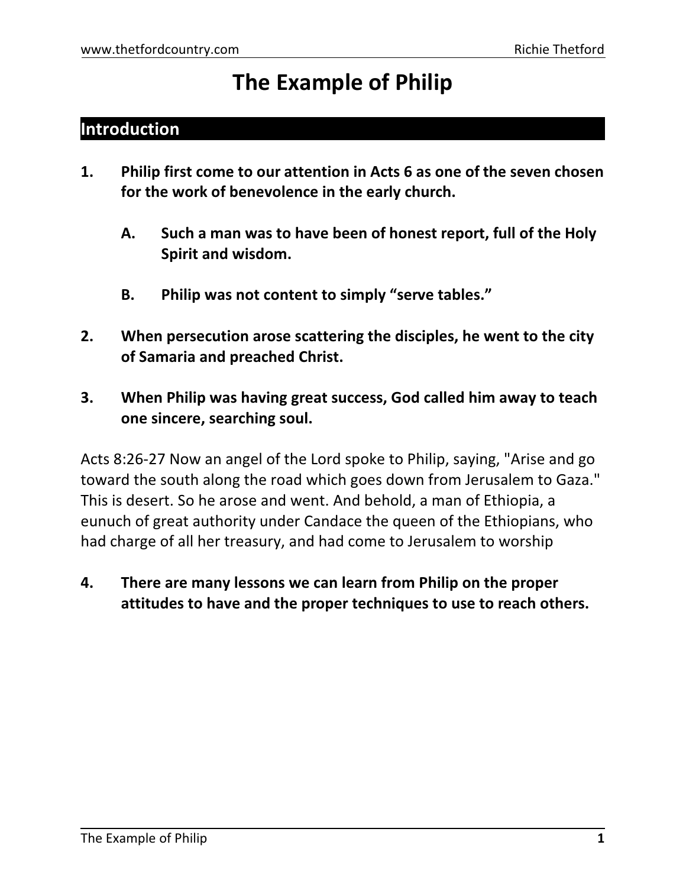# The Example of Philip

## Introduction

1. **Philip first come to our attention in Acts 6 as one of the seven chosen for the work of benevolence in the early church.**

   A. **Such a man was to have been of honest report, full of the Holy Spirit and wisdom.**

   B. **Philip was not content to simply "serve tables."**

2. **When persecution arose scattering the disciples, he went to the city of Samaria and preached Christ.**

3. **When Philip was having great success, God called him away to teach one sincere, searching soul.**

Acts 8:26-27 Now an angel of the Lord spoke to Philip, saying, "Arise and go toward the south along the road which goes down from Jerusalem to Gaza." This is desert. So he arose and went. And behold, a man of Ethiopia, a eunuch of great authority under Candace the queen of the Ethiopians, who had charge of all her treasury, and had come to Jerusalem to worship

4. **There are many lessons we can learn from Philip on the proper attitudes to have and the proper techniques to use to reach others.**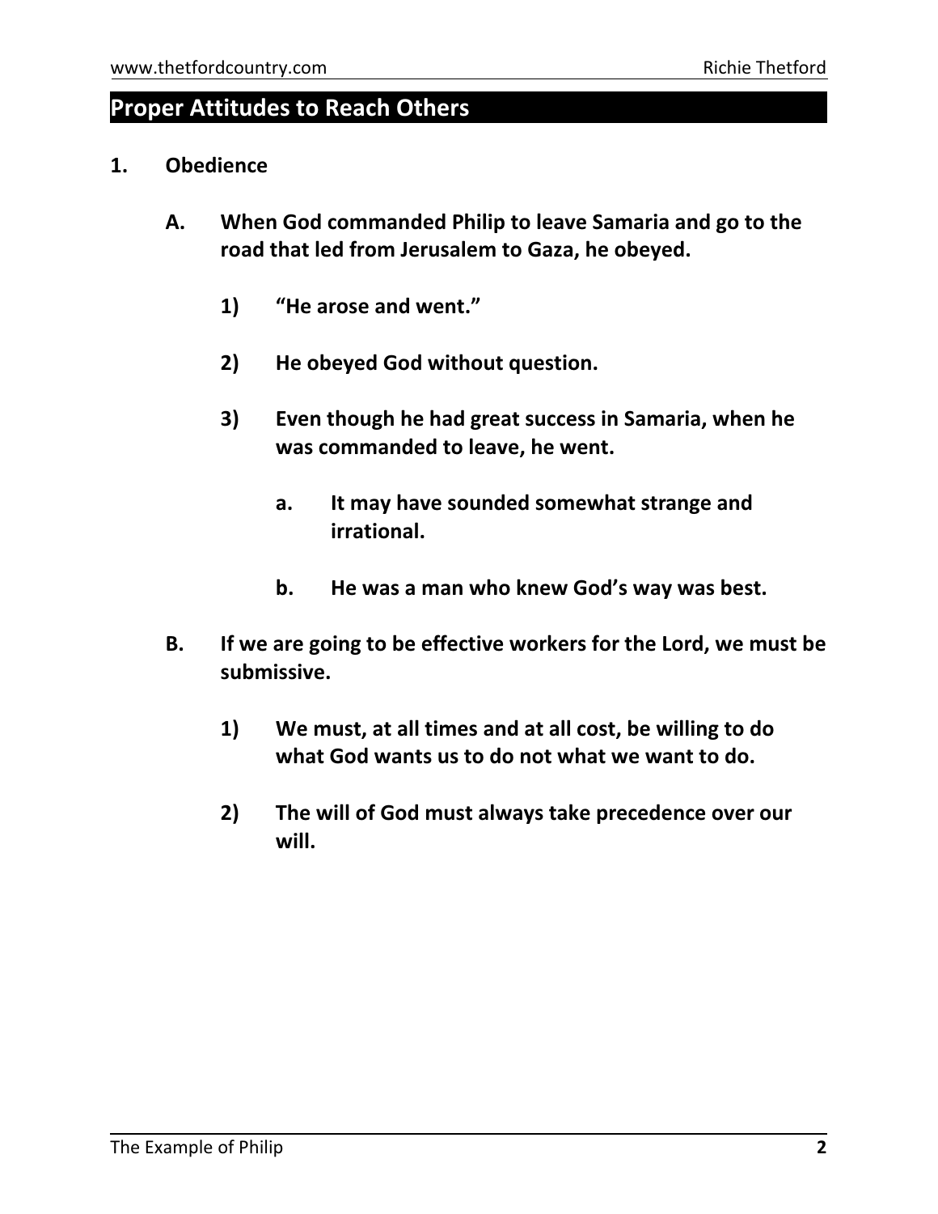## Proper Attitudes to Reach Others

1. **Obedience**

   A. **When God commanded Philip to leave Samaria and go to the road that led from Jerusalem to Gaza, he obeyed.**

      1) **"He arose and went."**

      2) **He obeyed God without question.**

      3) **Even though he had great success in Samaria, when he was commanded to leave, he went.**

         a. **It may have sounded somewhat strange and irrational.**

         b. **He was a man who knew God's way was best.**

   B. **If we are going to be effective workers for the Lord, we must be submissive.**

      1) **We must, at all times and at all cost, be willing to do what God wants us to do not what we want to do.**

      2) **The will of God must always take precedence over our will.**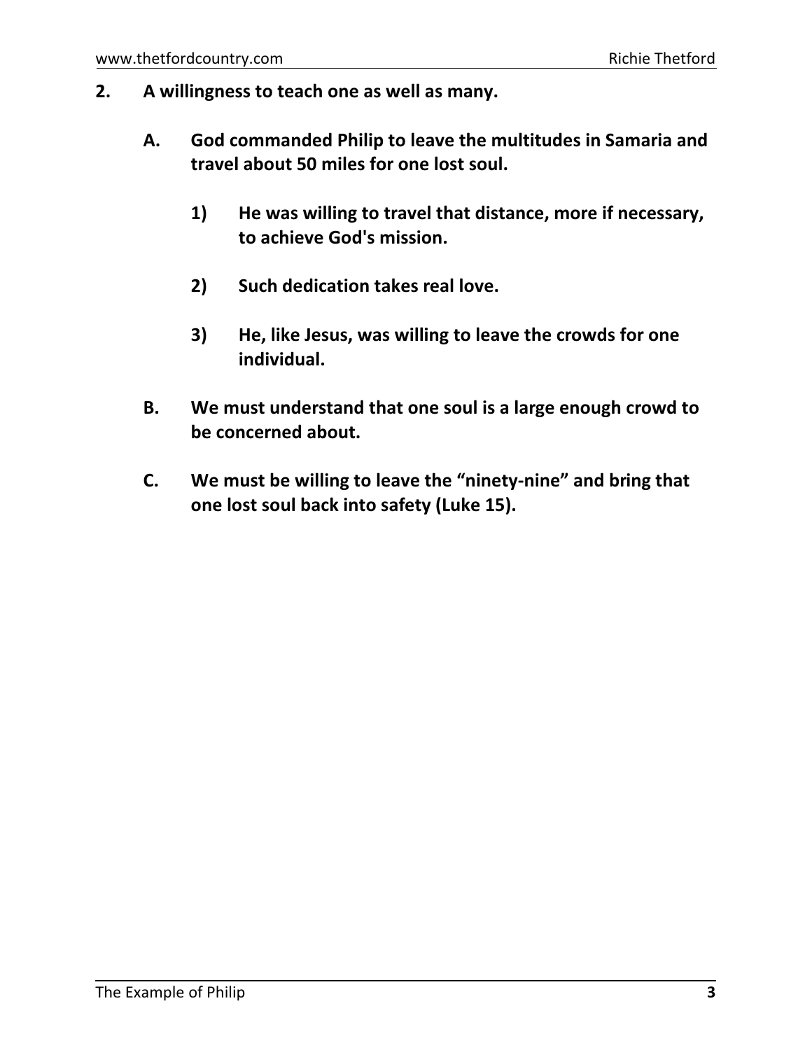**2. A willingness to teach one as well as many.**

**A. God commanded Philip to leave the multitudes in Samaria and travel about 50 miles for one lost soul.**

**1) He was willing to travel that distance, more if necessary, to achieve God's mission.**

**2) Such dedication takes real love.**

**3) He, like Jesus, was willing to leave the crowds for one individual.**

**B. We must understand that one soul is a large enough crowd to be concerned about.**

**C. We must be willing to leave the "ninety-nine" and bring that one lost soul back into safety (Luke 15).**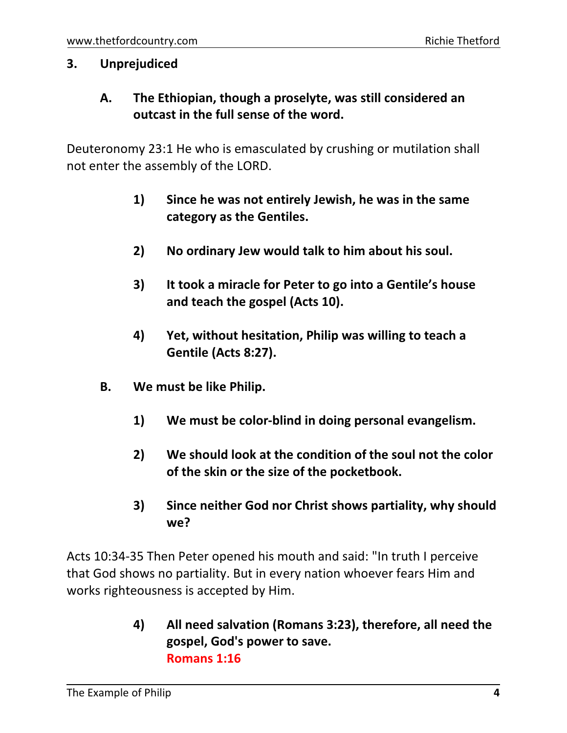**3. Unprejudiced**

**A. The Ethiopian, though a proselyte, was still considered an outcast in the full sense of the word.**

Deuteronomy 23:1 He who is emasculated by crushing or mutilation shall not enter the assembly of the LORD.

**1) Since he was not entirely Jewish, he was in the same category as the Gentiles.**

**2) No ordinary Jew would talk to him about his soul.**

**3) It took a miracle for Peter to go into a Gentile's house and teach the gospel (Acts 10).**

**4) Yet, without hesitation, Philip was willing to teach a Gentile (Acts 8:27).**

**B. We must be like Philip.**

**1) We must be color-blind in doing personal evangelism.**

**2) We should look at the condition of the soul not the color of the skin or the size of the pocketbook.**

**3) Since neither God nor Christ shows partiality, why should we?**

Acts 10:34-35 Then Peter opened his mouth and said: "In truth I perceive that God shows no partiality. But in every nation whoever fears Him and works righteousness is accepted by Him.

**4) All need salvation (Romans 3:23), therefore, all need the gospel, God's power to save.**
**Romans 1:16**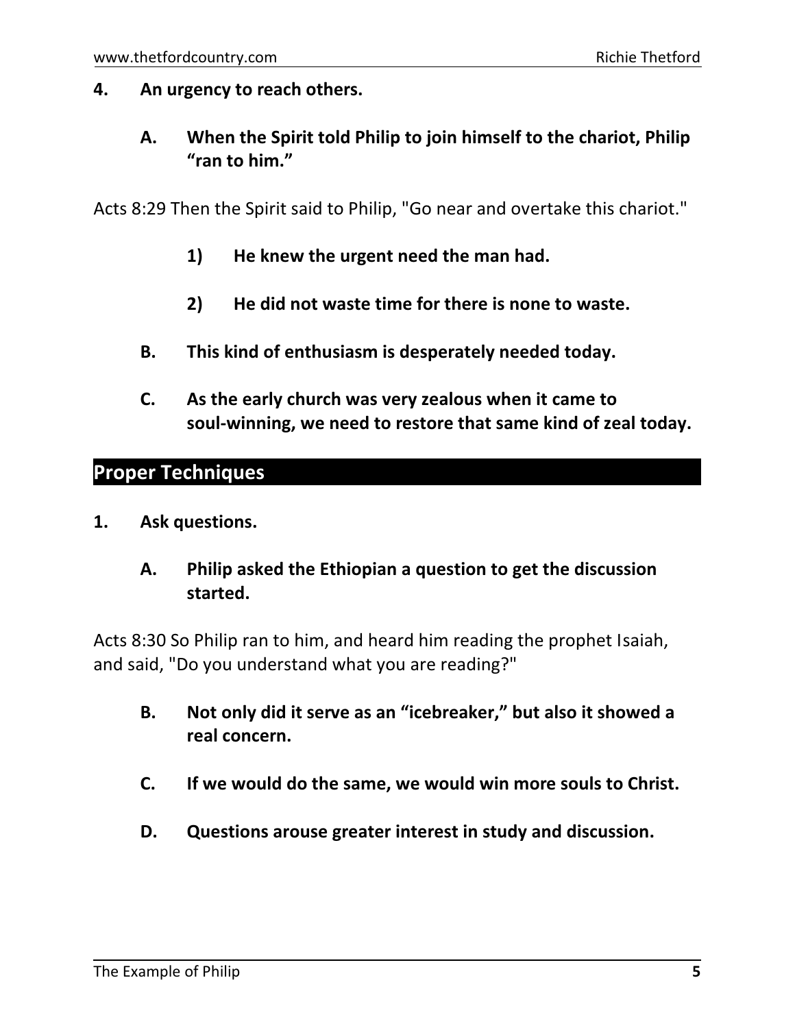**4. An urgency to reach others.**

**A. When the Spirit told Philip to join himself to the chariot, Philip "ran to him."**

Acts 8:29 Then the Spirit said to Philip, "Go near and overtake this chariot."

**1) He knew the urgent need the man had.**

**2) He did not waste time for there is none to waste.**

**B. This kind of enthusiasm is desperately needed today.**

**C. As the early church was very zealous when it came to soul-winning, we need to restore that same kind of zeal today.**

## Proper Techniques

**1. Ask questions.**

**A. Philip asked the Ethiopian a question to get the discussion started.**

Acts 8:30 So Philip ran to him, and heard him reading the prophet Isaiah, and said, "Do you understand what you are reading?"

**B. Not only did it serve as an "icebreaker," but also it showed a real concern.**

**C. If we would do the same, we would win more souls to Christ.**

**D. Questions arouse greater interest in study and discussion.**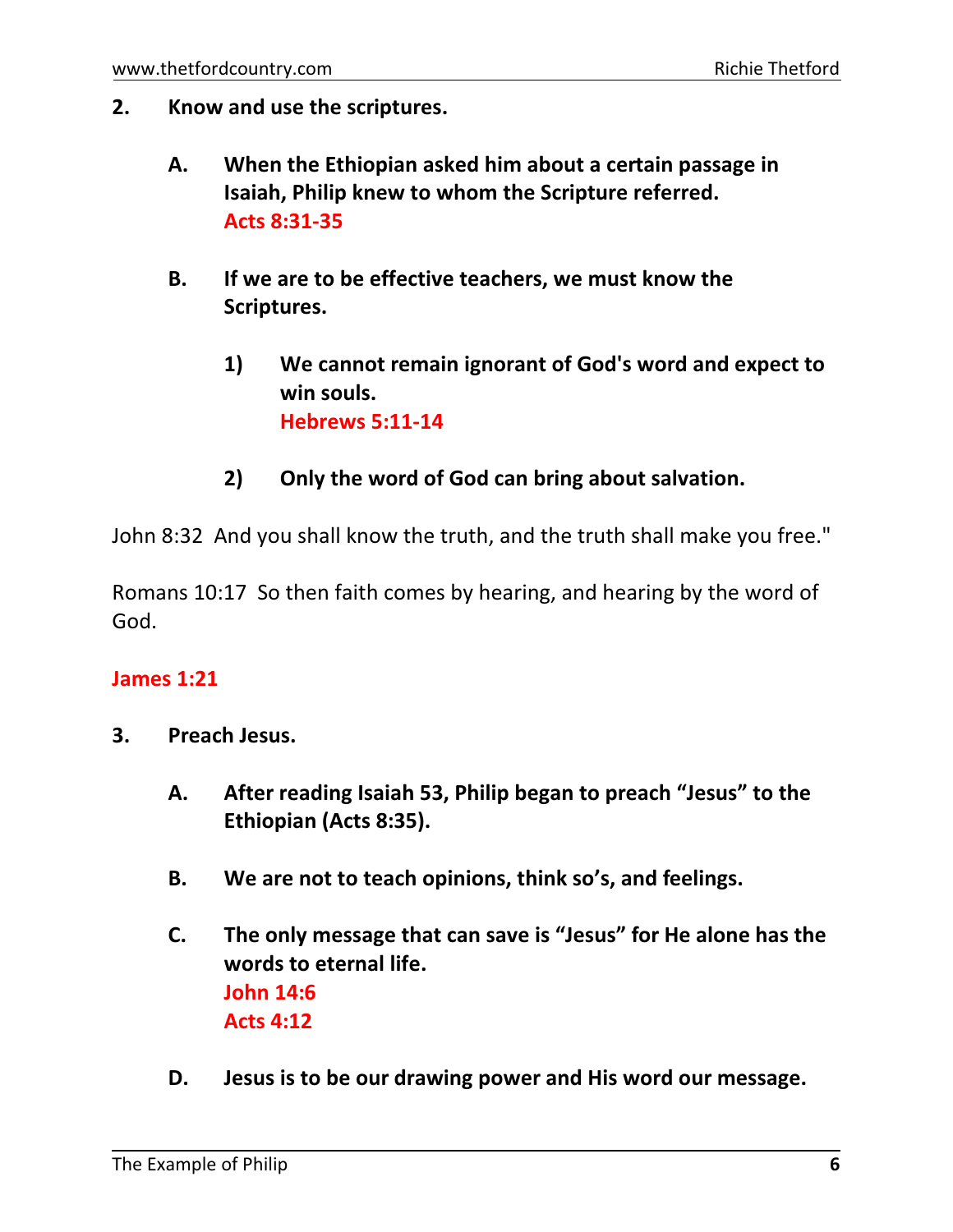**2. Know and use the scriptures.**

> **A. When the Ethiopian asked him about a certain passage in Isaiah, Philip knew to whom the Scripture referred.**
> **Acts 8:31-35**
>
> **B. If we are to be effective teachers, we must know the Scriptures.**
>
> > **1) We cannot remain ignorant of God's word and expect to win souls.**
> > **Hebrews 5:11-14**
> >
> > **2) Only the word of God can bring about salvation.**

John 8:32 And you shall know the truth, and the truth shall make you free."

Romans 10:17 So then faith comes by hearing, and hearing by the word of God.

**James 1:21**

**3. Preach Jesus.**

> **A. After reading Isaiah 53, Philip began to preach "Jesus" to the Ethiopian (Acts 8:35).**
>
> **B. We are not to teach opinions, think so's, and feelings.**
>
> **C. The only message that can save is "Jesus" for He alone has the words to eternal life.**
> **John 14:6**
> **Acts 4:12**
>
> **D. Jesus is to be our drawing power and His word our message.**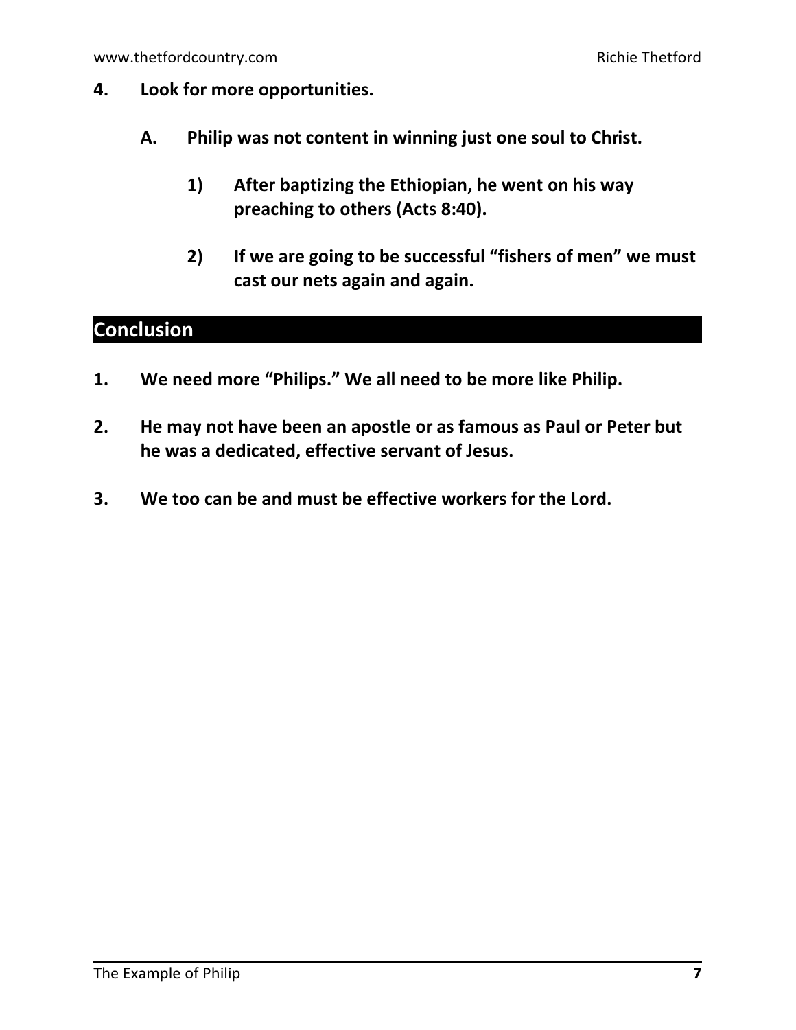**4. Look for more opportunities.**

**A. Philip was not content in winning just one soul to Christ.**

**1) After baptizing the Ethiopian, he went on his way preaching to others (Acts 8:40).**

**2) If we are going to be successful "fishers of men" we must cast our nets again and again.**

## Conclusion

**1. We need more "Philips." We all need to be more like Philip.**

**2. He may not have been an apostle or as famous as Paul or Peter but he was a dedicated, effective servant of Jesus.**

**3. We too can be and must be effective workers for the Lord.**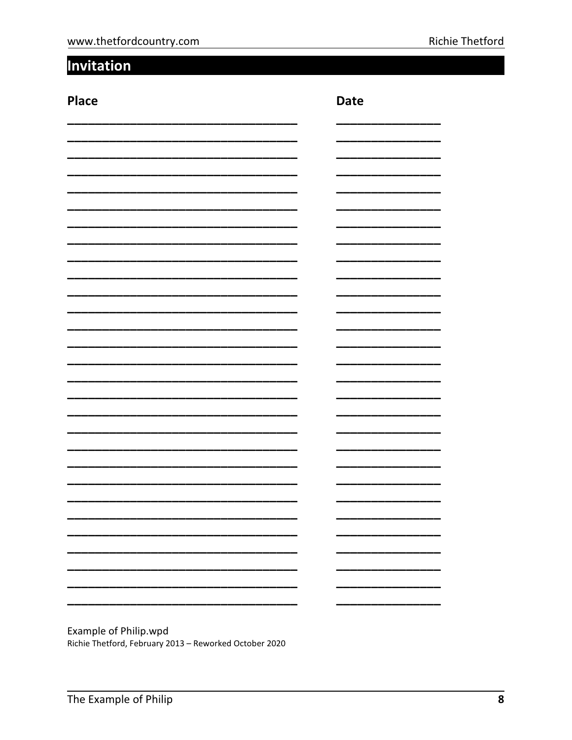# Invitation

| Place | Date |
| --- | --- |
| ____________________________________ | ________________ |
| ____________________________________ | ________________ |
| ____________________________________ | ________________ |
| ____________________________________ | ________________ |
| ____________________________________ | ________________ |
| ____________________________________ | ________________ |
| ____________________________________ | ________________ |
| ____________________________________ | ________________ |
| ____________________________________ | ________________ |
| ____________________________________ | ________________ |
| ____________________________________ | ________________ |
| ____________________________________ | ________________ |
| ____________________________________ | ________________ |
| ____________________________________ | ________________ |
| ____________________________________ | ________________ |
| ____________________________________ | ________________ |
| ____________________________________ | ________________ |
| ____________________________________ | ________________ |
| ____________________________________ | ________________ |
| ____________________________________ | ________________ |
| ____________________________________ | ________________ |
| ____________________________________ | ________________ |
| ____________________________________ | ________________ |
| ____________________________________ | ________________ |
| ____________________________________ | ________________ |
| ____________________________________ | ________________ |
| ____________________________________ | ________________ |
| ____________________________________ | ________________ |
| ____________________________________ | ________________ |

Example of Philip.wpd
Richie Thetford, February 2013 – Reworked October 2020